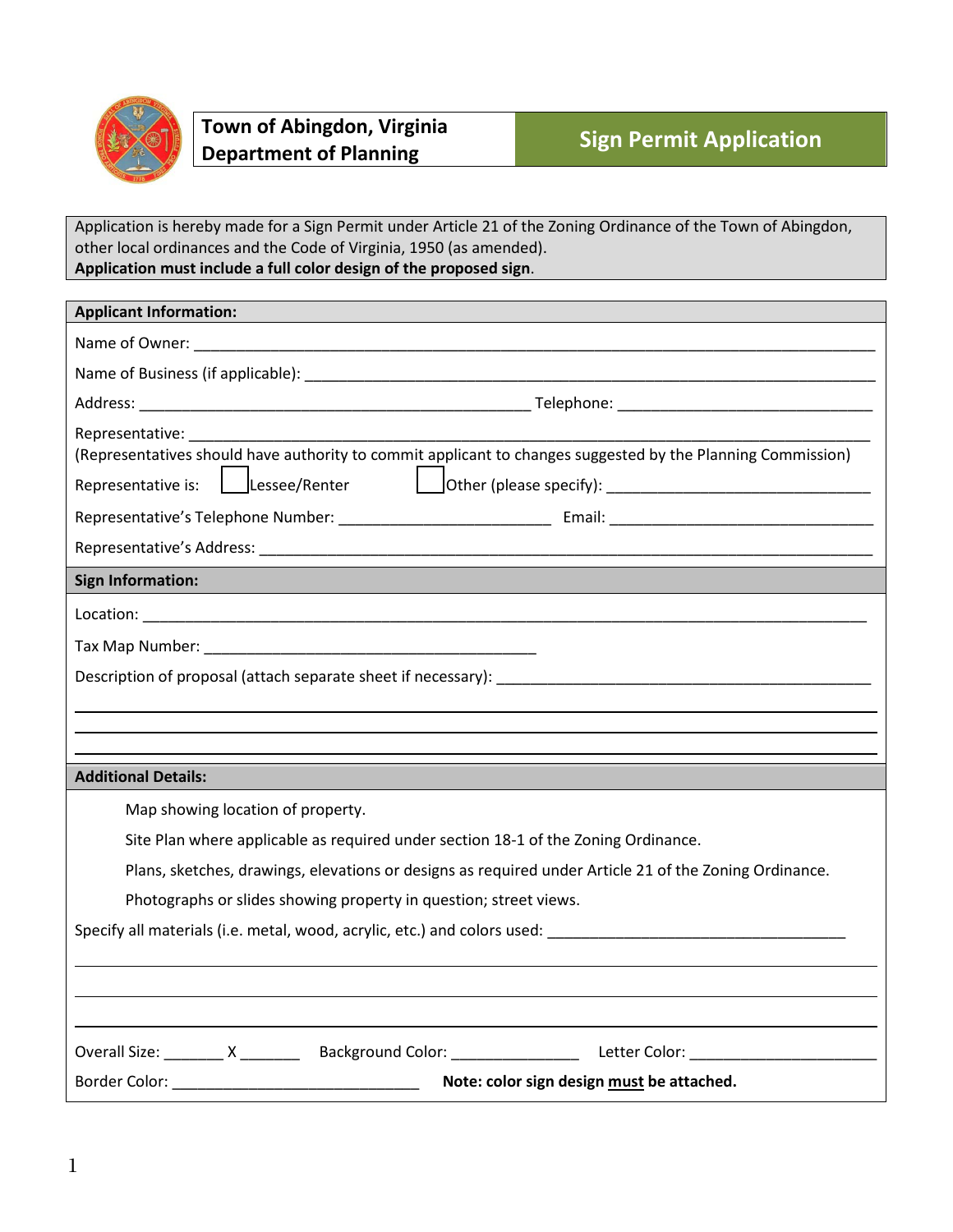**Town of Abingdon, Virginia**
**Department of Planning**

# Sign Permit Application

Application is hereby made for a Sign Permit under Article 21 of the Zoning Ordinance of the Town of Abingdon, other local ordinances and the Code of Virginia, 1950 (as amended).
**Application must include a full color design of the proposed sign.**

## Applicant Information:

Name of Owner: ______________________________________________________________________________

Name of Business (if applicable): ______________________________________________________________

Address: ______________________________________________ Telephone: ______________________________

Representative: _______________________________________________________________________________
(Representatives should have authority to commit applicant to changes suggested by the Planning Commission)

Representative is: ☐ Lessee/Renter ☐ Other (please specify): ______________________________

Representative's Telephone Number: ________________________ Email: _______________________________

Representative's Address: _______________________________________________________________________

## Sign Information:

Location: ___________________________________________________________________________________

Tax Map Number: ______________________________________

Description of proposal (attach separate sheet if necessary): ______________________________________________

_____________________________________________________________________________________________

_____________________________________________________________________________________________

_____________________________________________________________________________________________

## Additional Details:

Map showing location of property.

Site Plan where applicable as required under section 18-1 of the Zoning Ordinance.

Plans, sketches, drawings, elevations or designs as required under Article 21 of the Zoning Ordinance.

Photographs or slides showing property in question; street views.

Specify all materials (i.e. metal, wood, acrylic, etc.) and colors used: ___________________________________

_____________________________________________________________________________________________

_____________________________________________________________________________________________

_____________________________________________________________________________________________

Overall Size: _______ X _______ Background Color: _______________ Letter Color: ______________________

Border Color: _____________________________ **Note: color sign design must be attached.**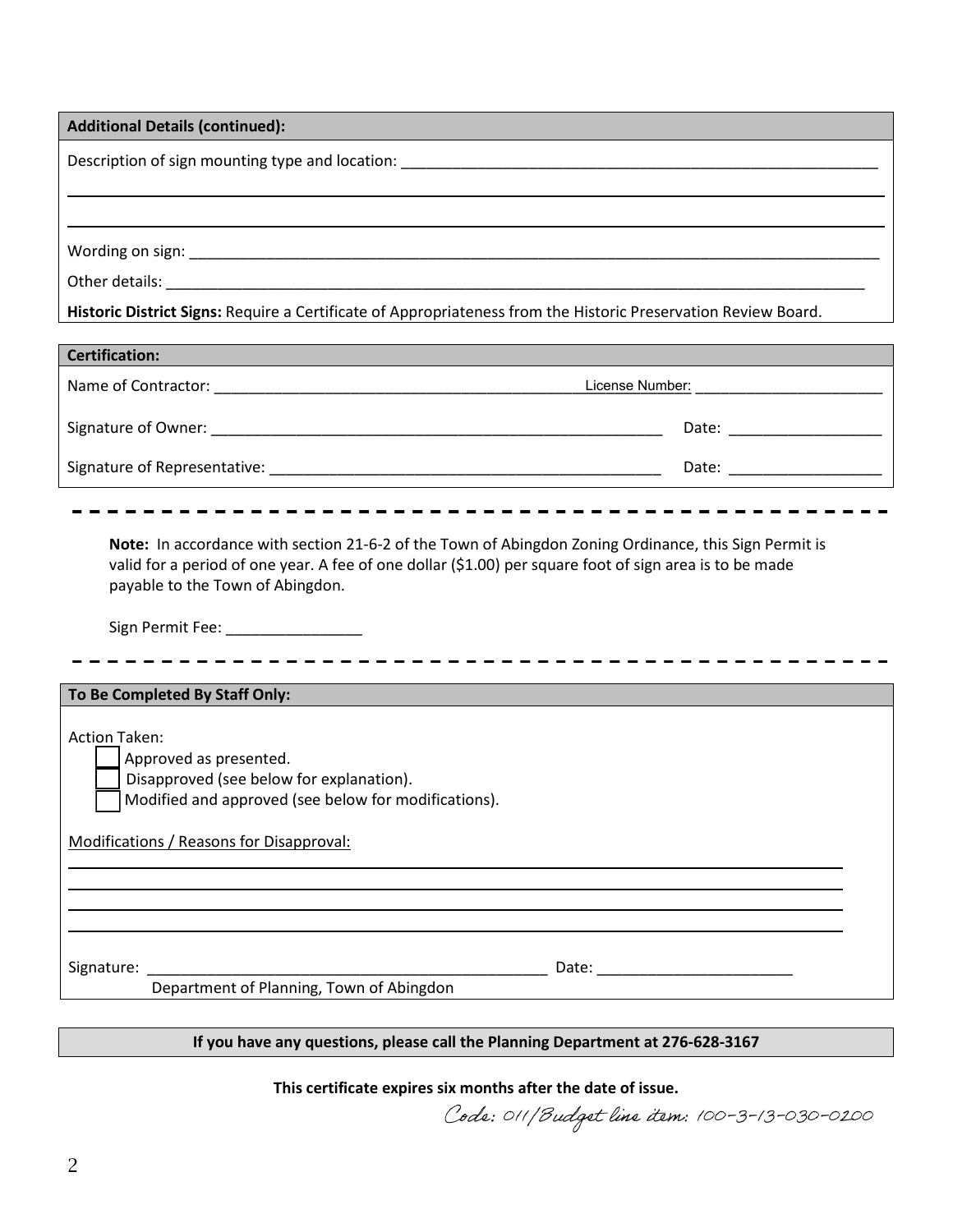**Additional Details (continued):**

Description of sign mounting type and location: ___________________________________________________________

_______________________________________________________________________________

_______________________________________________________________________________

Wording on sign: _______________________________________________________________________________

Other details: _________________________________________________________________________________

**Historic District Signs:** Require a Certificate of Appropriateness from the Historic Preservation Review Board.

**Certification:**

Name of Contractor: _____________________________________________ License Number: _______________________

Signature of Owner: _______________________________________________________ Date: __________________

Signature of Representative: ________________________________________________ Date: __________________

---

**Note:** In accordance with section 21-6-2 of the Town of Abingdon Zoning Ordinance, this Sign Permit is valid for a period of one year. A fee of one dollar ($1.00) per square foot of sign area is to be made payable to the Town of Abingdon.

Sign Permit Fee: ________________

---

**To Be Completed By Staff Only:**

Action Taken:

- ☐ Approved as presented.
- ☐ Disapproved (see below for explanation).
- ☐ Modified and approved (see below for modifications).

Modifications / Reasons for Disapproval:

_______________________________________________________________________________

_______________________________________________________________________________

_______________________________________________________________________________

_______________________________________________________________________________

Signature: ________________________________________________ Date: _______________________

Department of Planning, Town of Abingdon

**If you have any questions, please call the Planning Department at 276-628-3167**

**This certificate expires six months after the date of issue.**

*Code: 011/Budget line item: 100-3-13-030-0200*